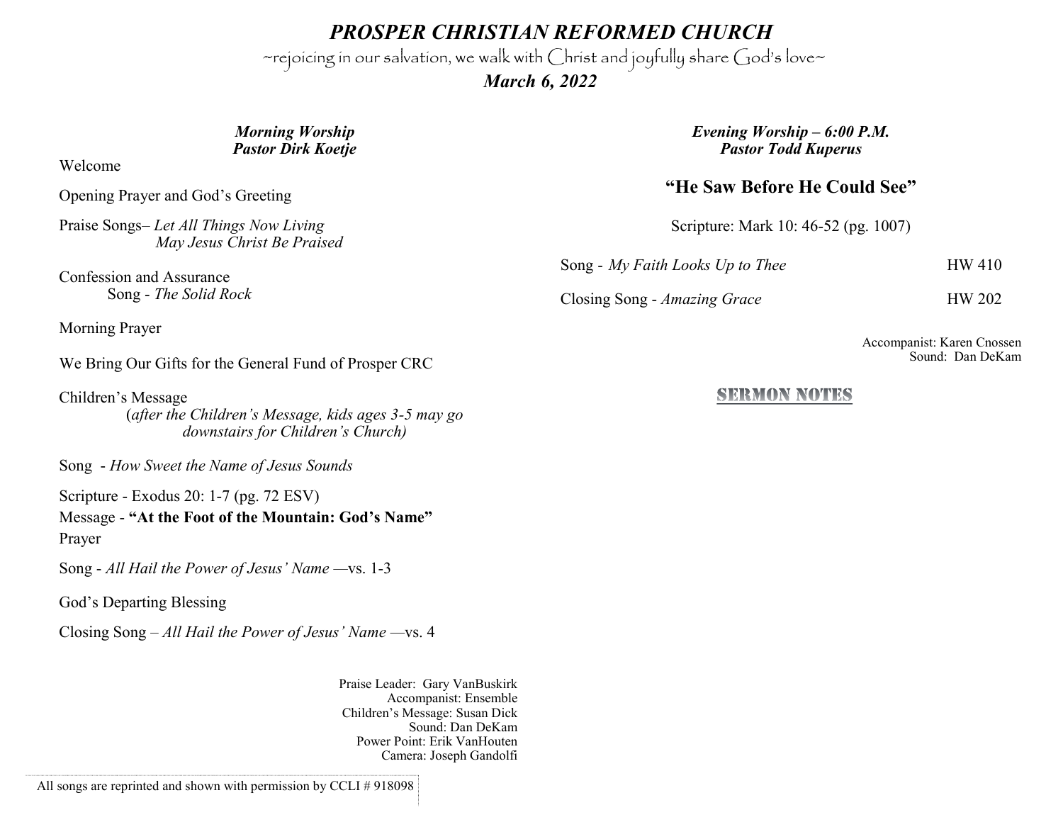# *PROSPER CHRISTIAN REFORMED CHURCH*

~rejoicing in our salvation, we walk with Christ and joyfully share God's love~

***March 6, 2022***

### ***Morning Worship***
### ***Pastor Dirk Koetje***

Welcome

Opening Prayer and God's Greeting

Praise Songs– *Let All Things Now Living*
*May Jesus Christ Be Praised*

Confession and Assurance
Song - *The Solid Rock*

Morning Prayer

We Bring Our Gifts for the General Fund of Prosper CRC

Children's Message
(*after the Children's Message, kids ages 3-5 may go downstairs for Children's Church)*

Song - *How Sweet the Name of Jesus Sounds*

Scripture - Exodus 20: 1-7 (pg. 72 ESV)

Message - **"At the Foot of the Mountain: God's Name"**

Prayer

Song - *All Hail the Power of Jesus' Name* —vs. 1-3

God's Departing Blessing

Closing Song – *All Hail the Power of Jesus' Name* —vs. 4

Praise Leader: Gary VanBuskirk
Accompanist: Ensemble
Children's Message: Susan Dick
Sound: Dan DeKam
Power Point: Erik VanHouten
Camera: Joseph Gandolfi

All songs are reprinted and shown with permission by CCLI # 918098

### ***Evening Worship – 6:00 P.M.***
### ***Pastor Todd Kuperus***

## **"He Saw Before He Could See"**

Scripture: Mark 10: 46-52 (pg. 1007)

Song - *My Faith Looks Up to Thee* HW 410

Closing Song - *Amazing Grace* HW 202

Accompanist: Karen Cnossen
Sound: Dan DeKam

**SERMON NOTES**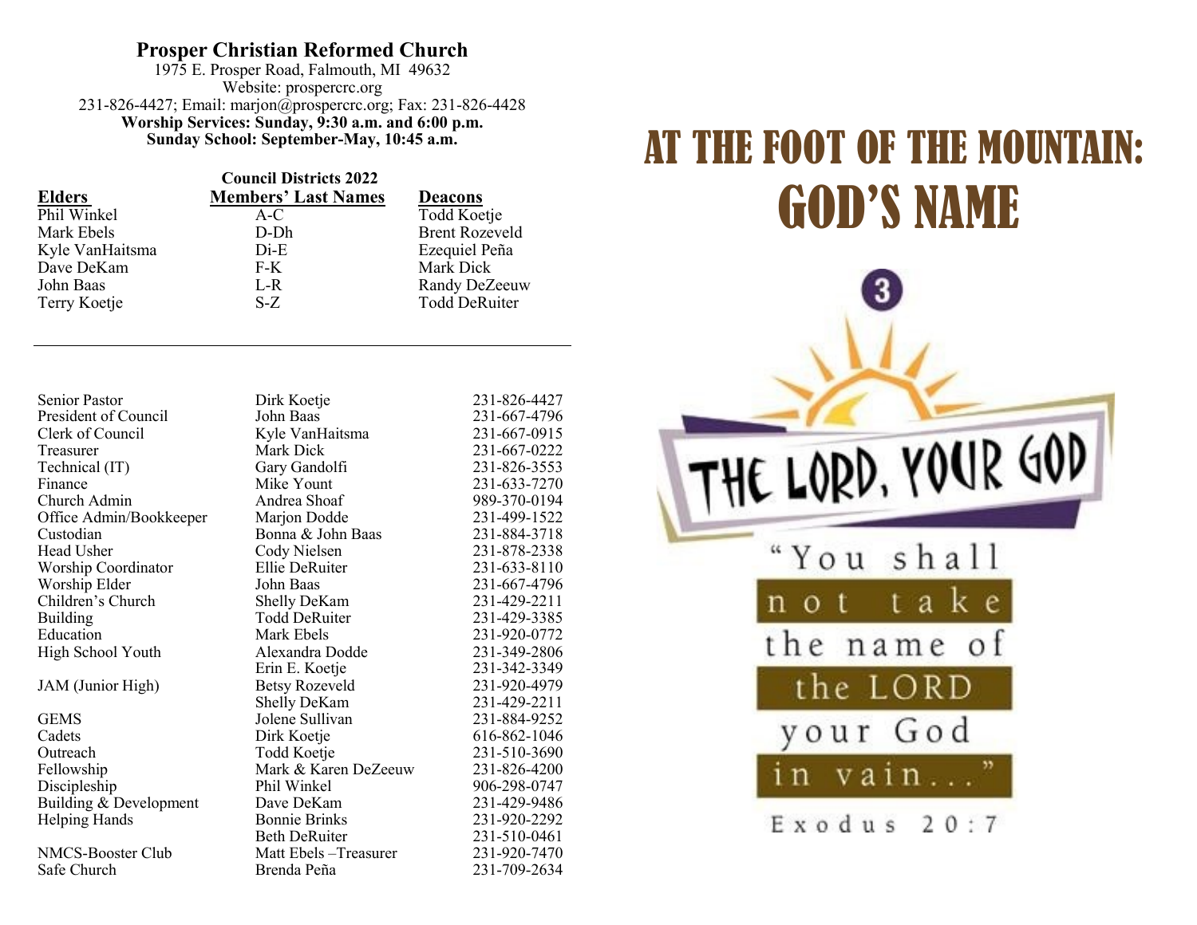## Prosper Christian Reformed Church

1975 E. Prosper Road, Falmouth, MI 49632
Website: prospercrc.org
231-826-4427; Email: marjon@prospercrc.org; Fax: 231-826-4428
**Worship Services: Sunday, 9:30 a.m. and 6:00 p.m.**
**Sunday School: September-May, 10:45 a.m.**

**Council Districts 2022**

| Elders | Members' Last Names | Deacons |
|---|---|---|
| Phil Winkel | A-C | Todd Koetje |
| Mark Ebels | D-Dh | Brent Rozeveld |
| Kyle VanHaitsma | Di-E | Ezequiel Peña |
| Dave DeKam | F-K | Mark Dick |
| John Baas | L-R | Randy DeZeeuw |
| Terry Koetje | S-Z | Todd DeRuiter |

---

| | | |
|---|---|---|
| Senior Pastor | Dirk Koetje | 231-826-4427 |
| President of Council | John Baas | 231-667-4796 |
| Clerk of Council | Kyle VanHaitsma | 231-667-0915 |
| Treasurer | Mark Dick | 231-667-0222 |
| Technical (IT) | Gary Gandolfi | 231-826-3553 |
| Finance | Mike Yount | 231-633-7270 |
| Church Admin | Andrea Shoaf | 989-370-0194 |
| Office Admin/Bookkeeper | Marjon Dodde | 231-499-1522 |
| Custodian | Bonna & John Baas | 231-884-3718 |
| Head Usher | Cody Nielsen | 231-878-2338 |
| Worship Coordinator | Ellie DeRuiter | 231-633-8110 |
| Worship Elder | John Baas | 231-667-4796 |
| Children's Church | Shelly DeKam | 231-429-2211 |
| Building | Todd DeRuiter | 231-429-3385 |
| Education | Mark Ebels | 231-920-0772 |
| High School Youth | Alexandra Dodde | 231-349-2806 |
| | Erin E. Koetje | 231-342-3349 |
| JAM (Junior High) | Betsy Rozeveld | 231-920-4979 |
| | Shelly DeKam | 231-429-2211 |
| GEMS | Jolene Sullivan | 231-884-9252 |
| Cadets | Dirk Koetje | 616-862-1046 |
| Outreach | Todd Koetje | 231-510-3690 |
| Fellowship | Mark & Karen DeZeeuw | 231-826-4200 |
| Discipleship | Phil Winkel | 906-298-0747 |
| Building & Development | Dave DeKam | 231-429-9486 |
| Helping Hands | Bonnie Brinks | 231-920-2292 |
| | Beth DeRuiter | 231-510-0461 |
| NMCS-Booster Club | Matt Ebels –Treasurer | 231-920-7470 |
| Safe Church | Brenda Peña | 231-709-2634 |

# AT THE FOOT OF THE MOUNTAIN: GOD'S NAME

3

THE LORD, YOUR GOD

"You shall not take the name of the LORD your God in vain..."

Exodus 20:7